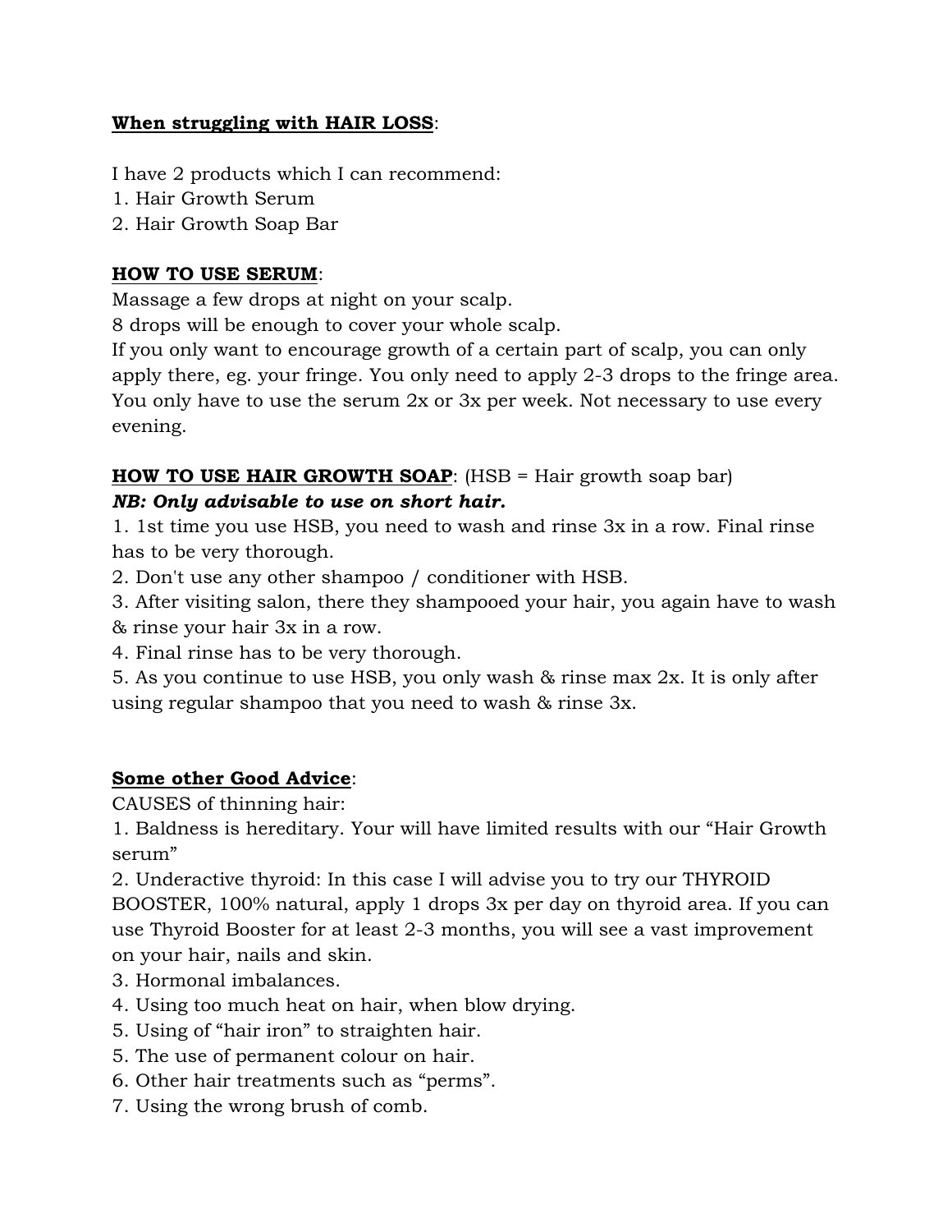**<u>When struggling with HAIR LOSS</u>**:

I have 2 products which I can recommend:
1. Hair Growth Serum
2. Hair Growth Soap Bar

**<u>HOW TO USE SERUM</u>**:
Massage a few drops at night on your scalp.
8 drops will be enough to cover your whole scalp.
If you only want to encourage growth of a certain part of scalp, you can only apply there, eg. your fringe. You only need to apply 2-3 drops to the fringe area.
You only have to use the serum 2x or 3x per week. Not necessary to use every evening.

**<u>HOW TO USE HAIR GROWTH SOAP</u>**: (HSB = Hair growth soap bar)
***NB: Only advisable to use on short hair.***
1. 1st time you use HSB, you need to wash and rinse 3x in a row. Final rinse has to be very thorough.
2. Don't use any other shampoo / conditioner with HSB.
3. After visiting salon, there they shampooed your hair, you again have to wash & rinse your hair 3x in a row.
4. Final rinse has to be very thorough.
5. As you continue to use HSB, you only wash & rinse max 2x. It is only after using regular shampoo that you need to wash & rinse 3x.

**<u>Some other Good Advice</u>**:
CAUSES of thinning hair:
1. Baldness is hereditary. Your will have limited results with our "Hair Growth serum"
2. Underactive thyroid: In this case I will advise you to try our THYROID BOOSTER, 100% natural, apply 1 drops 3x per day on thyroid area. If you can use Thyroid Booster for at least 2-3 months, you will see a vast improvement on your hair, nails and skin.
3. Hormonal imbalances.
4. Using too much heat on hair, when blow drying.
5. Using of "hair iron" to straighten hair.
5. The use of permanent colour on hair.
6. Other hair treatments such as "perms".
7. Using the wrong brush of comb.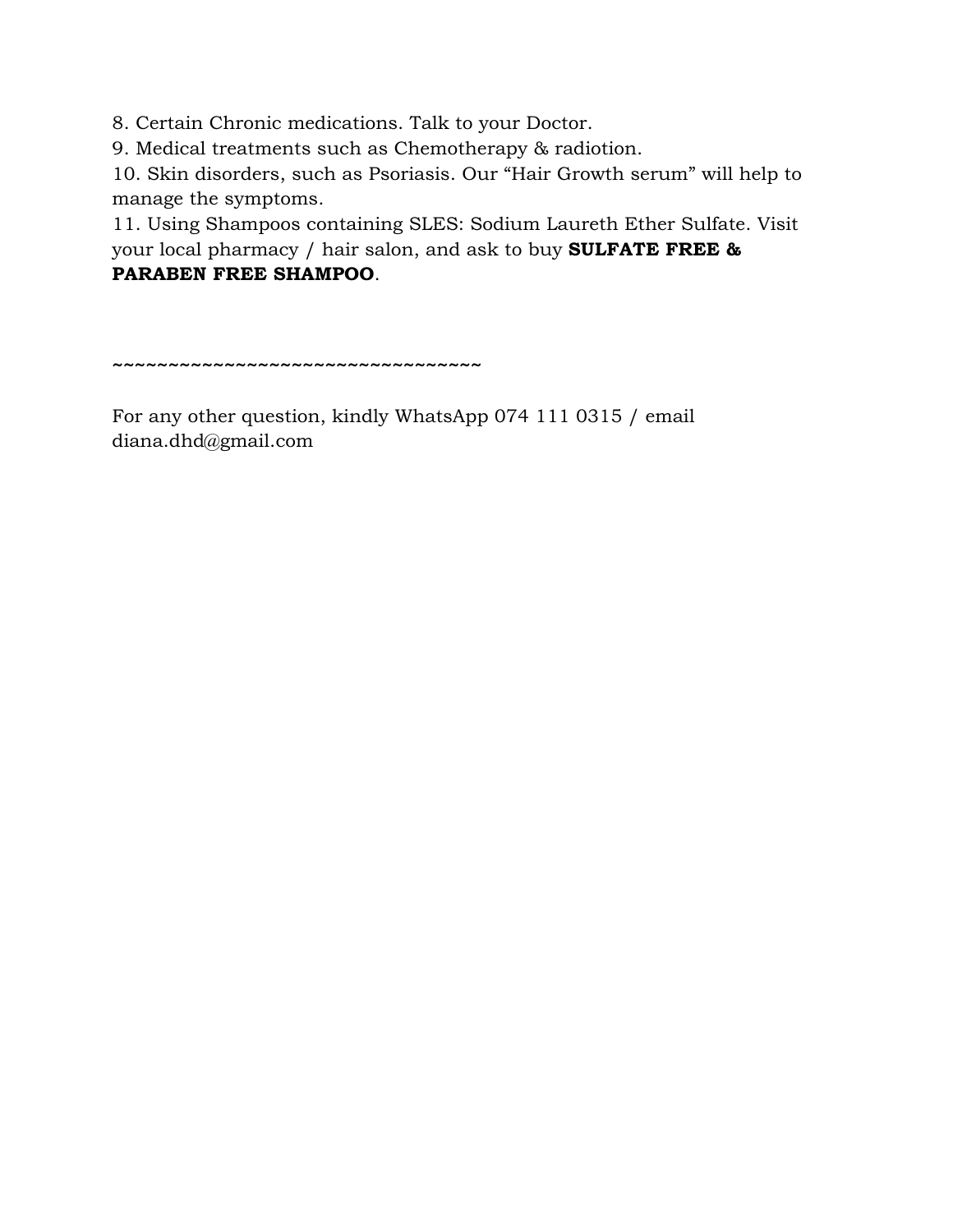8. Certain Chronic medications. Talk to your Doctor.
9. Medical treatments such as Chemotherapy & radiotion.
10. Skin disorders, such as Psoriasis. Our “Hair Growth serum” will help to manage the symptoms.
11. Using Shampoos containing SLES: Sodium Laureth Ether Sulfate. Visit your local pharmacy / hair salon, and ask to buy **SULFATE FREE & PARABEN FREE SHAMPOO**.

~~~~~~~~~~~~~~~~~~~~~~~~~~~~~~~~~~~

For any other question, kindly WhatsApp 074 111 0315 / email diana.dhd@gmail.com